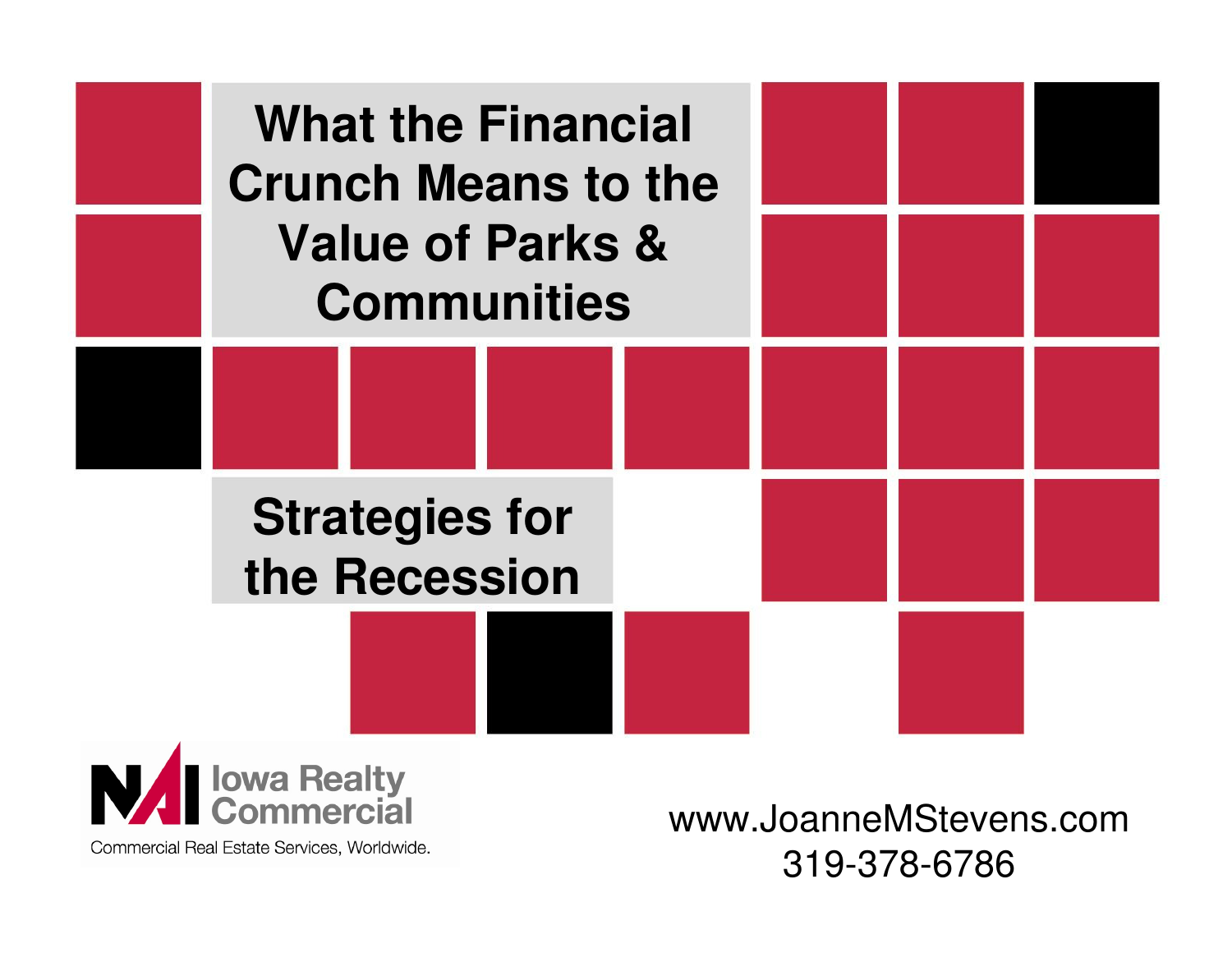# What the Financial Crunch Means to the Value of Parks & Communities

## Strategies for the Recession

NAI Iowa Realty Commercial

Commercial Real Estate Services, Worldwide.

www.JoanneMStevens.com

319-378-6786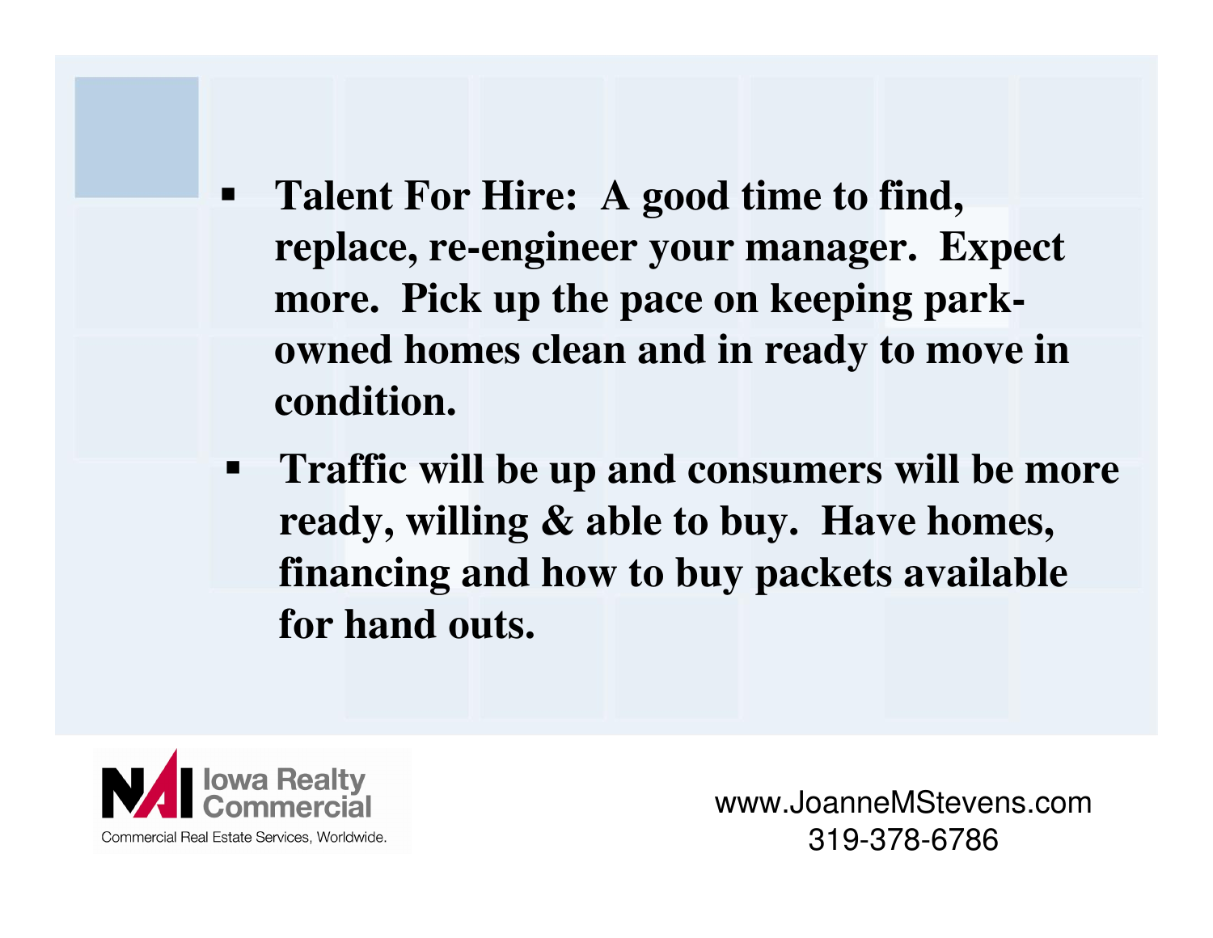- **Talent For Hire: A good time to find, replace, re-engineer your manager. Expect more. Pick up the pace on keeping park-owned homes clean and in ready to move in condition.**
- **Traffic will be up and consumers will be more ready, willing & able to buy. Have homes, financing and how to buy packets available for hand outs.**

NAI Iowa Realty Commercial
Commercial Real Estate Services, Worldwide.

www.JoanneMStevens.com
319-378-6786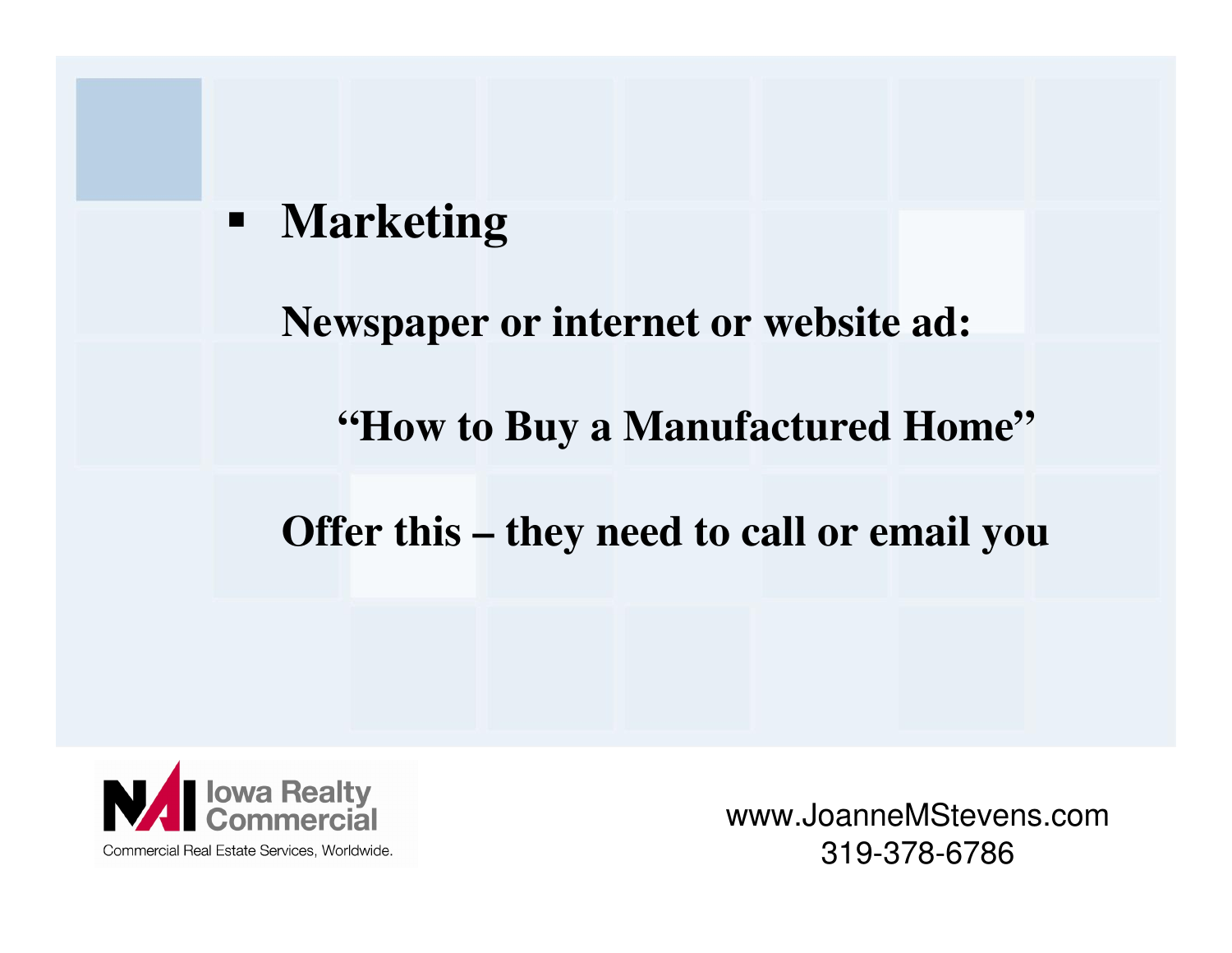- **Marketing**

  **Newspaper or internet or website ad:**

  **"How to Buy a Manufactured Home"**

  **Offer this – they need to call or email you**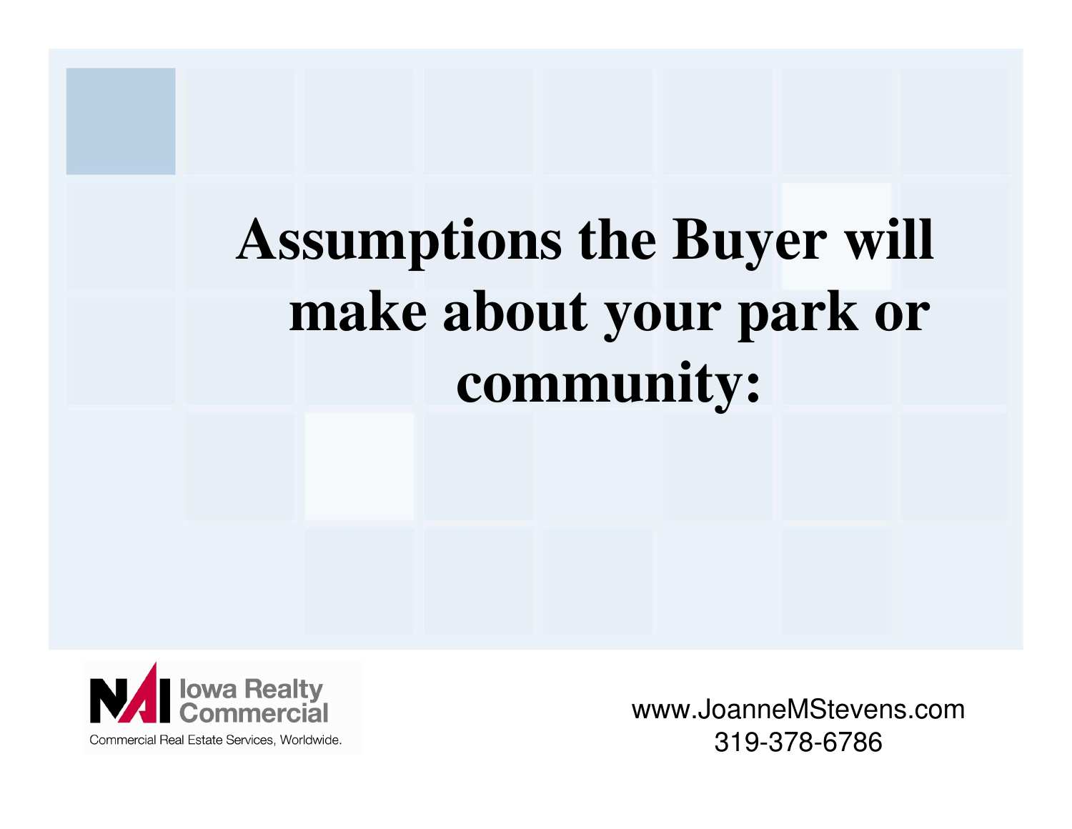# Assumptions the Buyer will make about your park or community:

NAI Iowa Realty Commercial
Commercial Real Estate Services, Worldwide.

www.JoanneMStevens.com
319-378-6786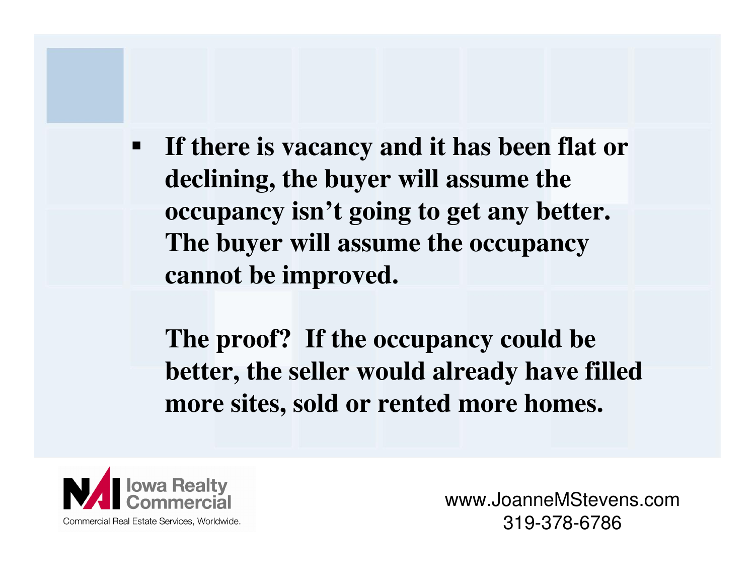- **If there is vacancy and it has been flat or declining, the buyer will assume the occupancy isn't going to get any better. The buyer will assume the occupancy cannot be improved.**

  **The proof? If the occupancy could be better, the seller would already have filled more sites, sold or rented more homes.**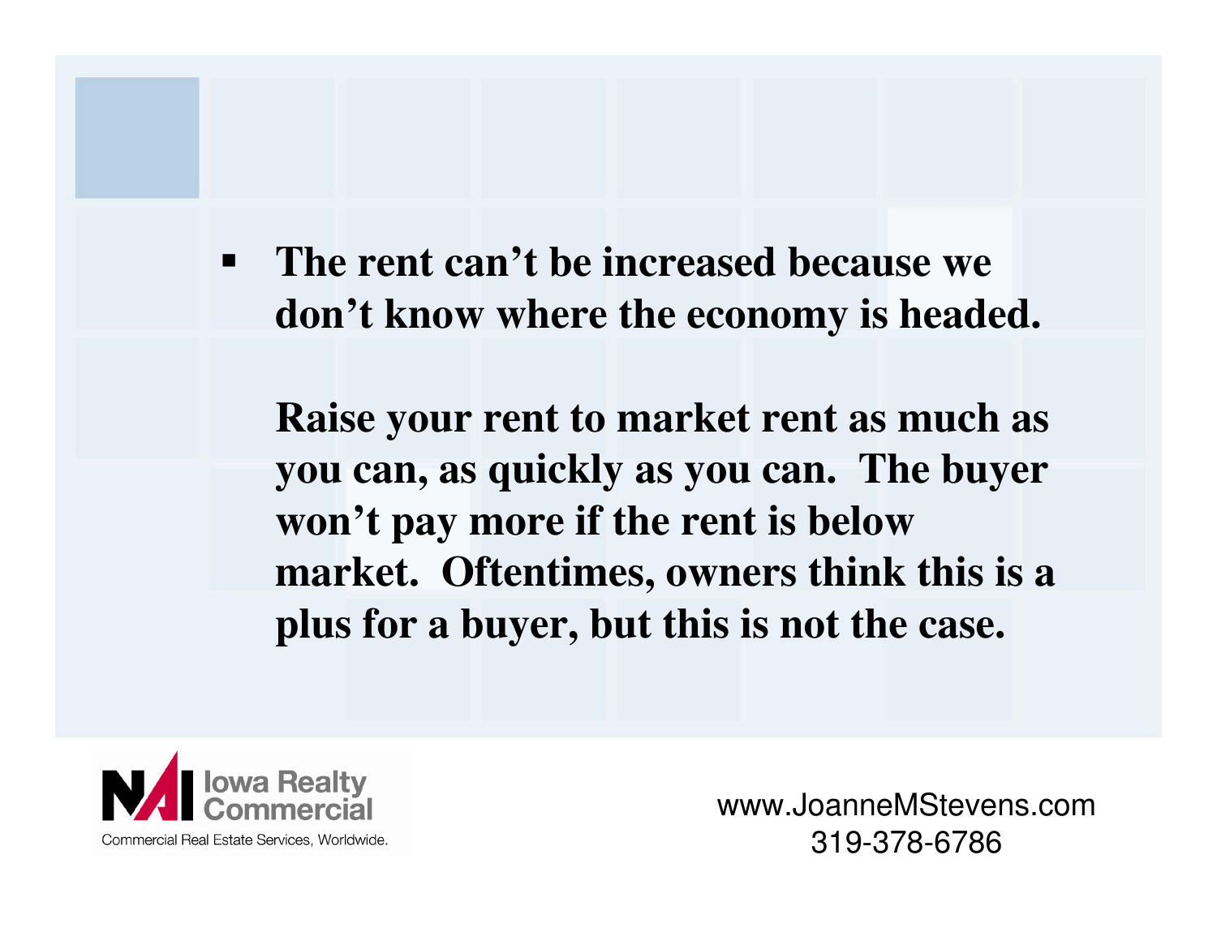- **The rent can't be increased because we don't know where the economy is headed.**

  **Raise your rent to market rent as much as you can, as quickly as you can. The buyer won't pay more if the rent is below market. Oftentimes, owners think this is a plus for a buyer, but this is not the case.**

NAI Iowa Realty Commercial
Commercial Real Estate Services, Worldwide.

www.JoanneMStevens.com
319-378-6786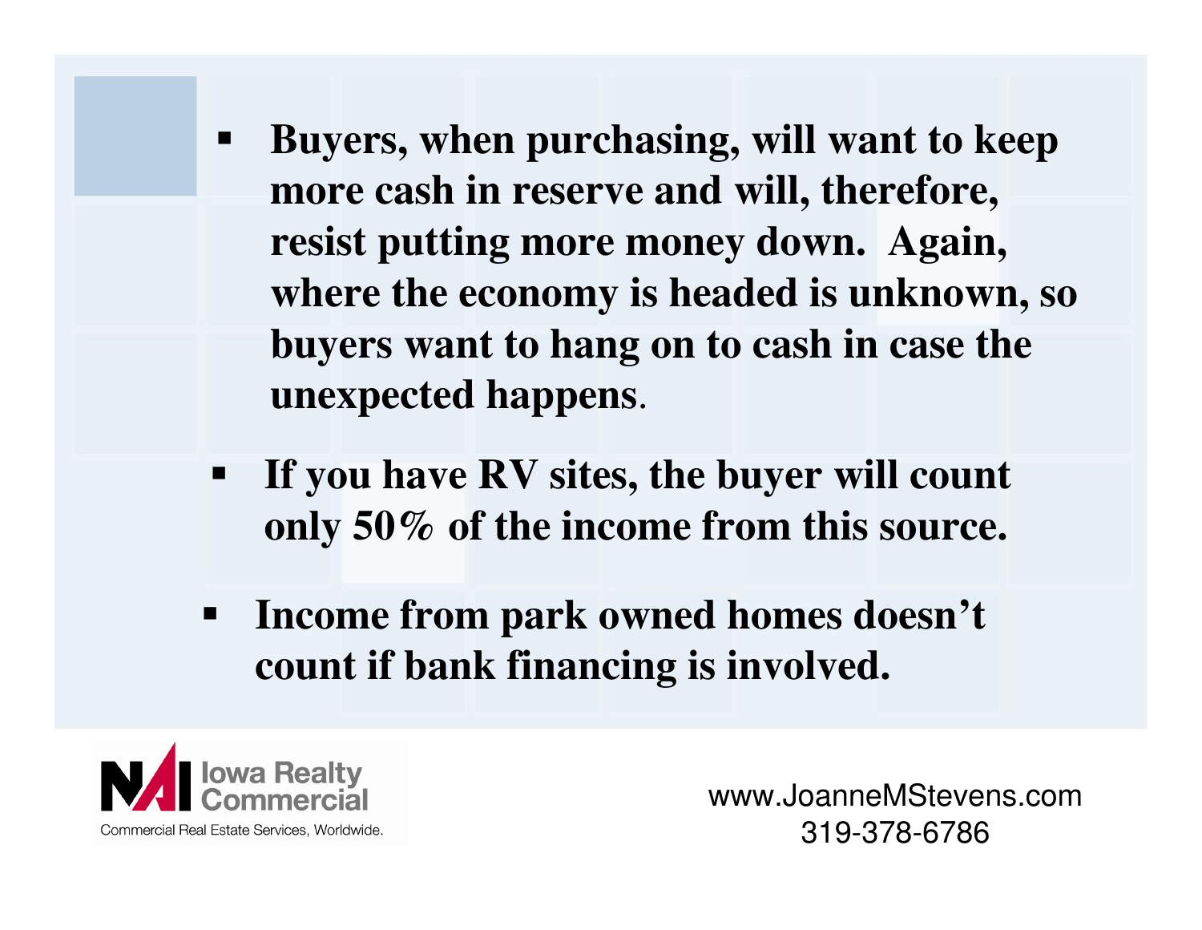- **Buyers, when purchasing, will want to keep more cash in reserve and will, therefore, resist putting more money down. Again, where the economy is headed is unknown, so buyers want to hang on to cash in case the unexpected happens.**

- **If you have RV sites, the buyer will count only 50% of the income from this source.**

- **Income from park owned homes doesn't count if bank financing is involved.**

NAI Iowa Realty Commercial
Commercial Real Estate Services, Worldwide.

www.JoanneMStevens.com
319-378-6786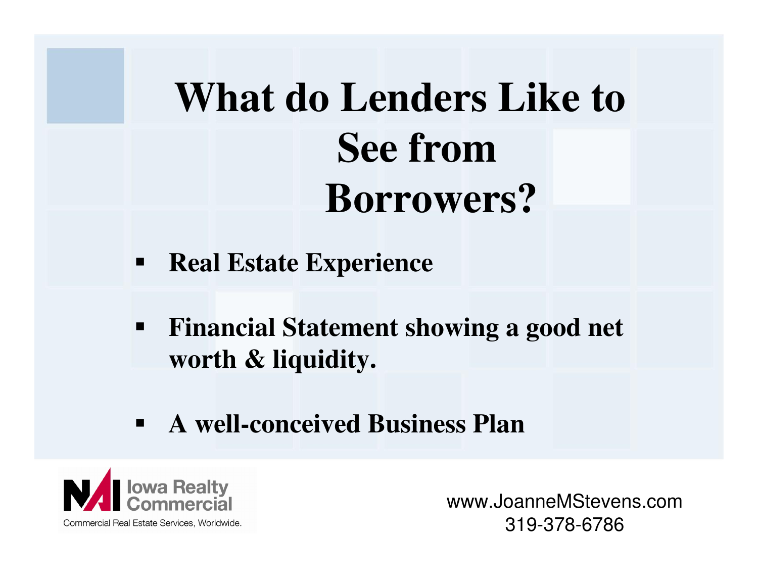# What do Lenders Like to See from Borrowers?

- **Real Estate Experience**
- **Financial Statement showing a good net worth & liquidity.**
- **A well-conceived Business Plan**

NAI Iowa Realty Commercial
Commercial Real Estate Services, Worldwide.

www.JoanneMStevens.com
319-378-6786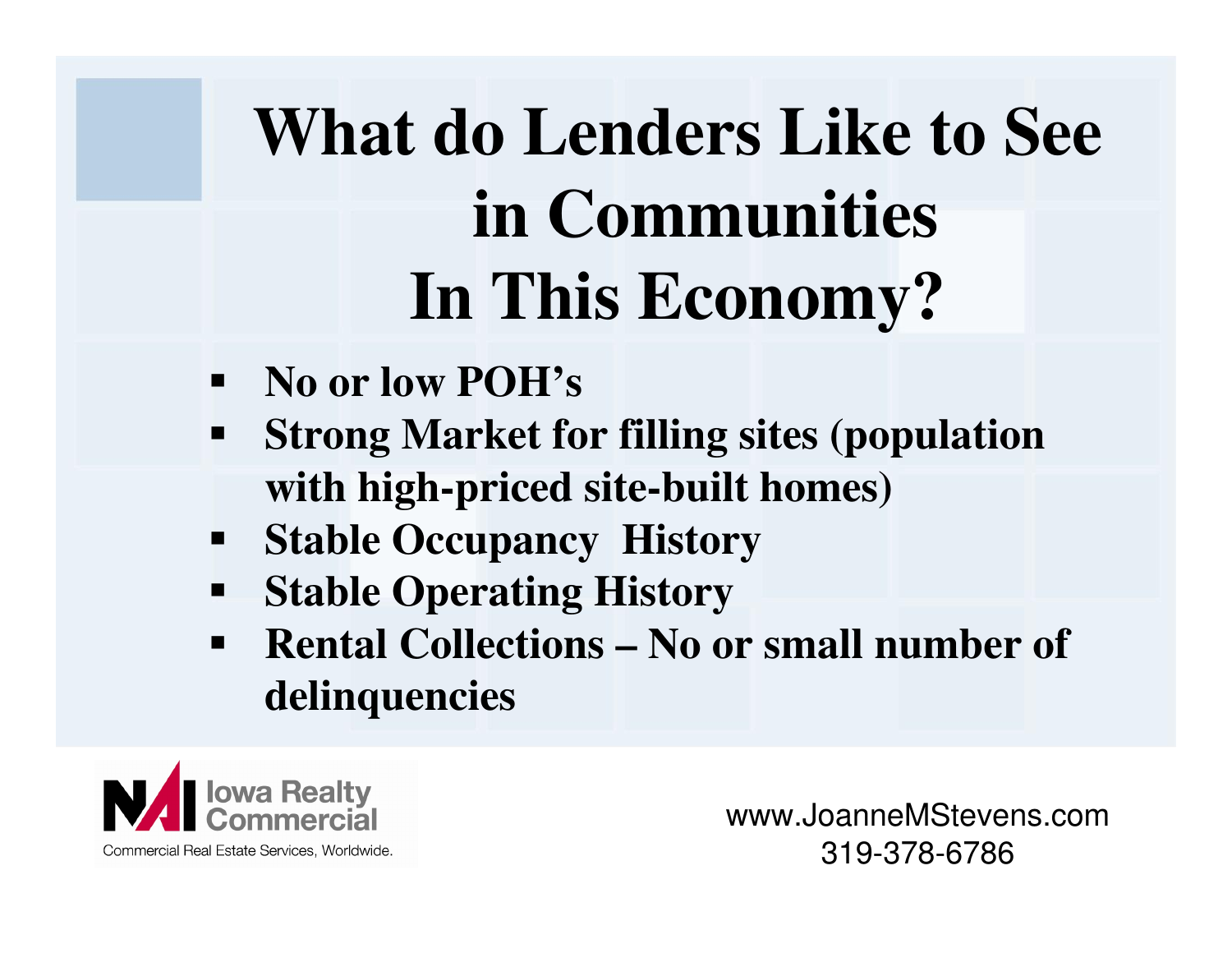# What do Lenders Like to See in Communities In This Economy?

- **No or low POH's**
- **Strong Market for filling sites (population with high-priced site-built homes)**
- **Stable Occupancy History**
- **Stable Operating History**
- **Rental Collections – No or small number of delinquencies**

NAI Iowa Realty Commercial
Commercial Real Estate Services, Worldwide.

www.JoanneMStevens.com
319-378-6786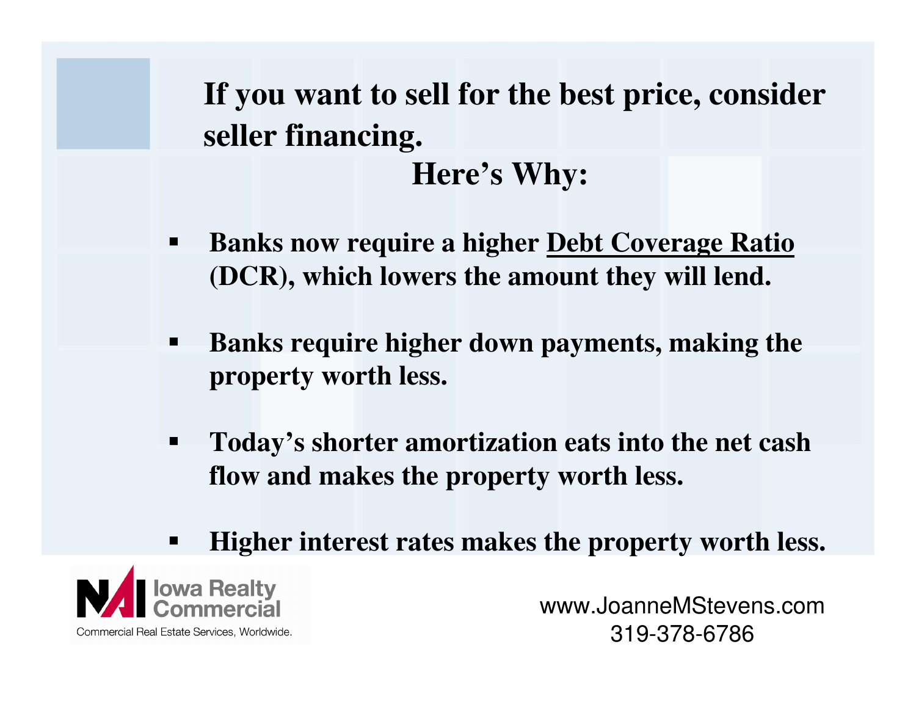## If you want to sell for the best price, consider seller financing.

### Here's Why:

- **Banks now require a higher Debt Coverage Ratio (DCR), which lowers the amount they will lend.**
- **Banks require higher down payments, making the property worth less.**
- **Today's shorter amortization eats into the net cash flow and makes the property worth less.**
- **Higher interest rates makes the property worth less.**

NAI Iowa Realty Commercial
Commercial Real Estate Services, Worldwide.

www.JoanneMStevens.com
319-378-6786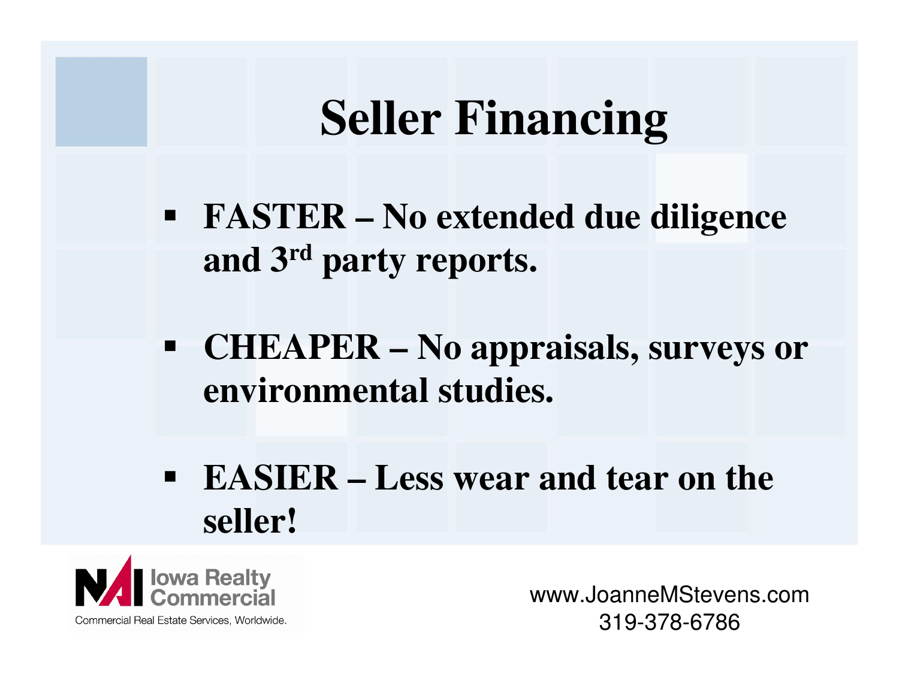# Seller Financing

- **FASTER – No extended due diligence and 3rd party reports.**
- **CHEAPER – No appraisals, surveys or environmental studies.**
- **EASIER – Less wear and tear on the seller!**

NAI Iowa Realty Commercial
Commercial Real Estate Services, Worldwide.

www.JoanneMStevens.com
319-378-6786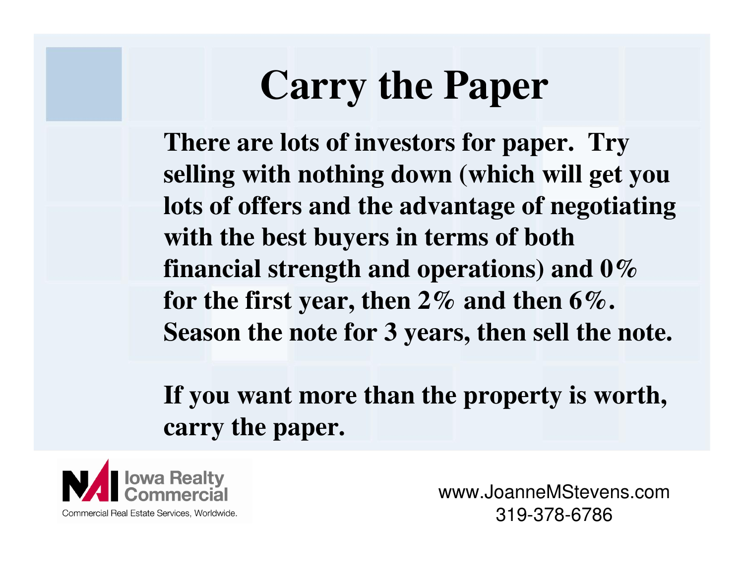# Carry the Paper

**There are lots of investors for paper. Try selling with nothing down (which will get you lots of offers and the advantage of negotiating with the best buyers in terms of both financial strength and operations) and 0% for the first year, then 2% and then 6%. Season the note for 3 years, then sell the note.**

**If you want more than the property is worth, carry the paper.**

NAI Iowa Realty Commercial
Commercial Real Estate Services, Worldwide.

www.JoanneMStevens.com
319-378-6786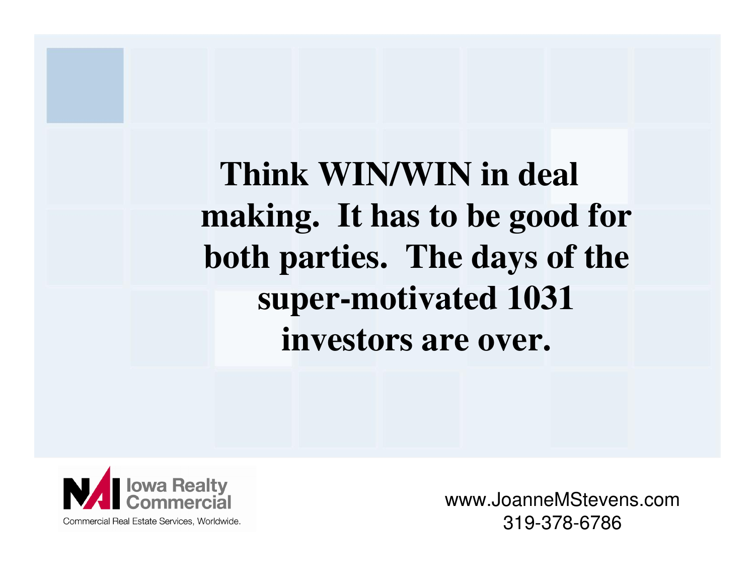**Think WIN/WIN in deal making. It has to be good for both parties. The days of the super-motivated 1031 investors are over.**

Iowa Realty Commercial

Commercial Real Estate Services, Worldwide.

www.JoanneMStevens.com
319-378-6786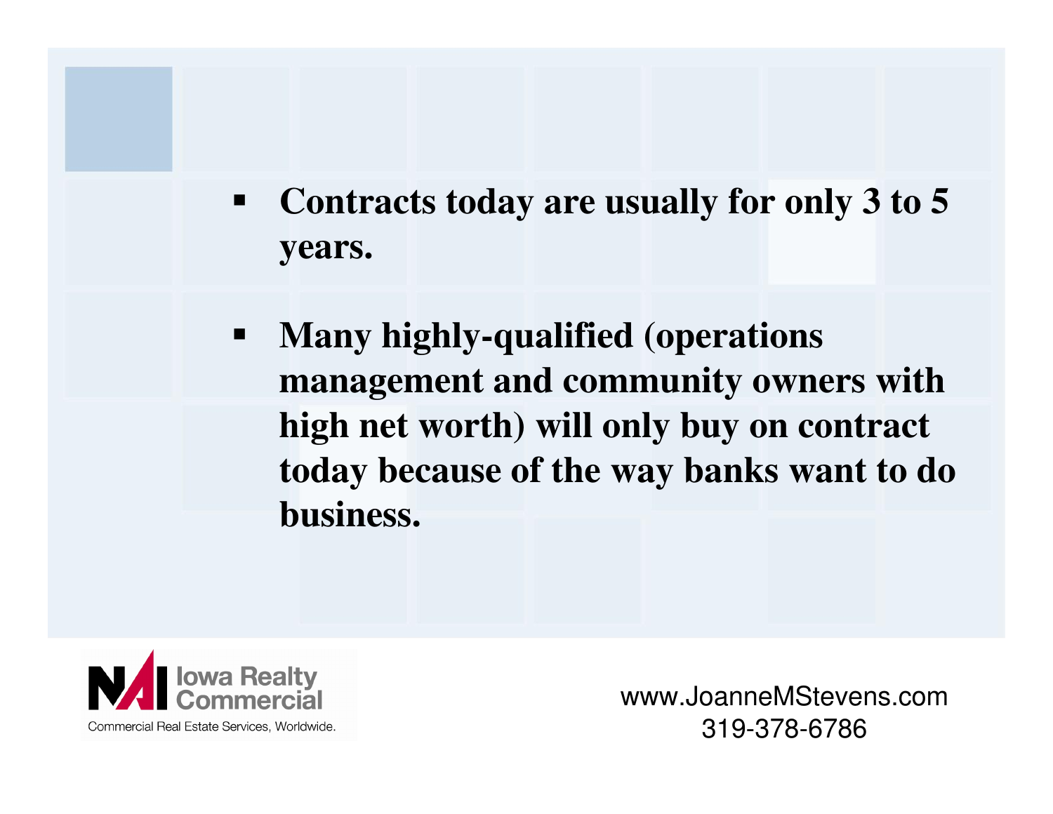- **Contracts today are usually for only 3 to 5 years.**
- **Many highly-qualified (operations management and community owners with high net worth) will only buy on contract today because of the way banks want to do business.**

Iowa Realty Commercial
Commercial Real Estate Services, Worldwide.

www.JoanneMStevens.com
319-378-6786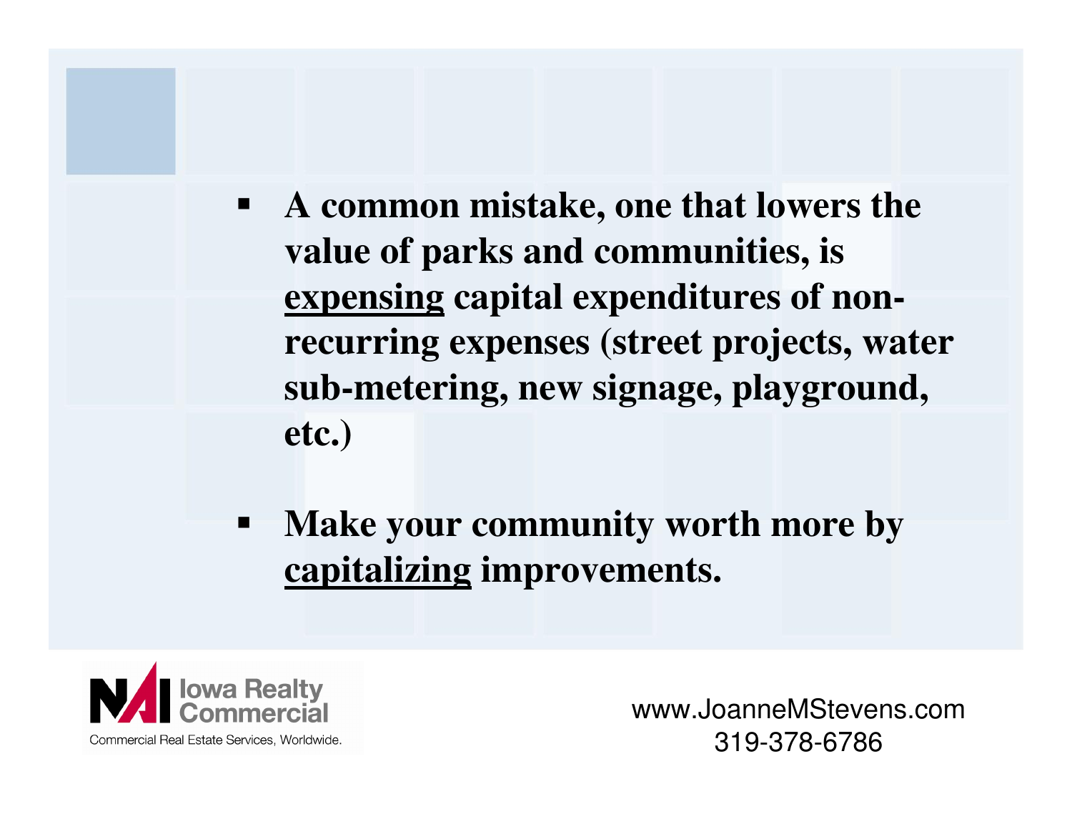- **A common mistake, one that lowers the value of parks and communities, is <u>expensing</u> capital expenditures of non-recurring expenses (street projects, water sub-metering, new signage, playground, etc.)**

- **Make your community worth more by <u>capitalizing</u> improvements.**

Iowa Realty Commercial

Commercial Real Estate Services, Worldwide.

www.JoanneMStevens.com
319-378-6786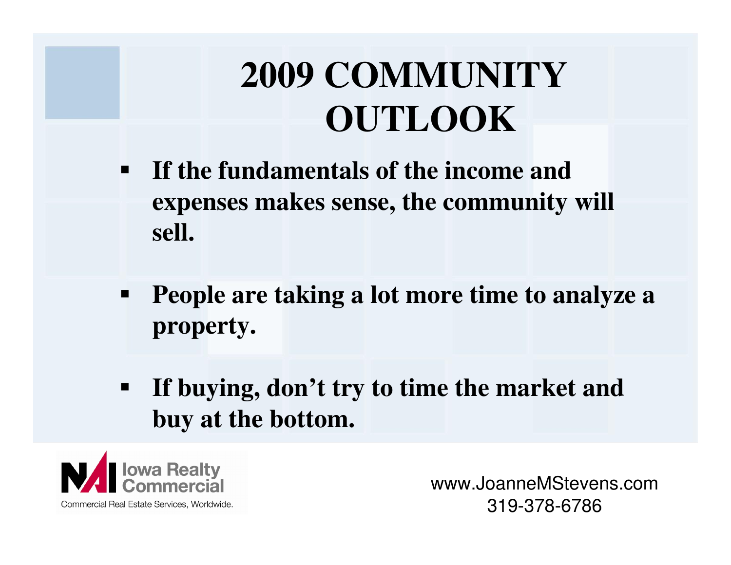# 2009 COMMUNITY OUTLOOK

- **If the fundamentals of the income and expenses makes sense, the community will sell.**
- **People are taking a lot more time to analyze a property.**
- **If buying, don't try to time the market and buy at the bottom.**

NAI Iowa Realty Commercial
Commercial Real Estate Services, Worldwide.

www.JoanneMStevens.com
319-378-6786